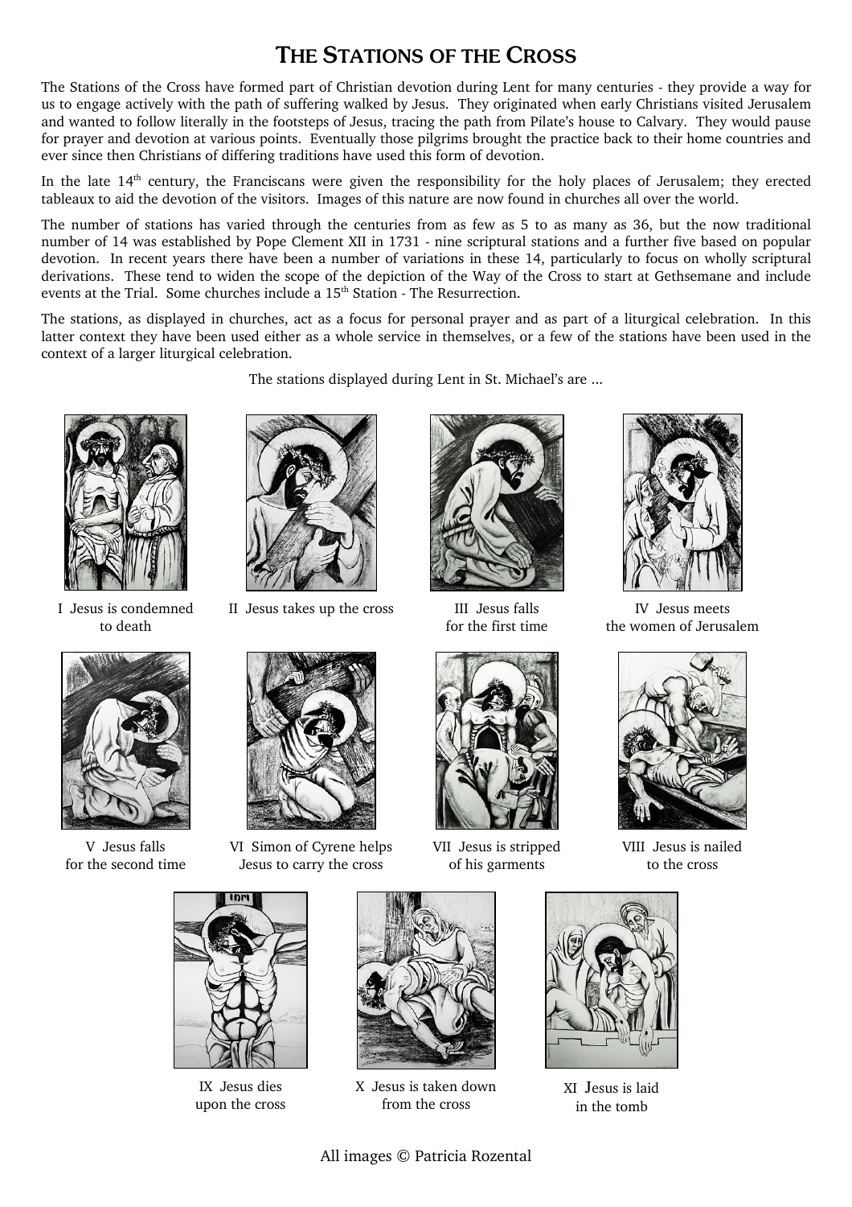# THE STATIONS OF THE CROSS

The Stations of the Cross have formed part of Christian devotion during Lent for many centuries - they provide a way for us to engage actively with the path of suffering walked by Jesus. They originated when early Christians visited Jerusalem and wanted to follow literally in the footsteps of Jesus, tracing the path from Pilate's house to Calvary. They would pause for prayer and devotion at various points. Eventually those pilgrims brought the practice back to their home countries and ever since then Christians of differing traditions have used this form of devotion.

In the late 14th century, the Franciscans were given the responsibility for the holy places of Jerusalem; they erected tableaux to aid the devotion of the visitors. Images of this nature are now found in churches all over the world.

The number of stations has varied through the centuries from as few as 5 to as many as 36, but the now traditional number of 14 was established by Pope Clement XII in 1731 - nine scriptural stations and a further five based on popular devotion. In recent years there have been a number of variations in these 14, particularly to focus on wholly scriptural derivations. These tend to widen the scope of the depiction of the Way of the Cross to start at Gethsemane and include events at the Trial. Some churches include a 15th Station - The Resurrection.

The stations, as displayed in churches, act as a focus for personal prayer and as part of a liturgical celebration. In this latter context they have been used either as a whole service in themselves, or a few of the stations have been used in the context of a larger liturgical celebration.

The stations displayed during Lent in St. Michael's are ...

I Jesus is condemned to death

II Jesus takes up the cross

III Jesus falls for the first time

IV Jesus meets the women of Jerusalem

V Jesus falls for the second time

VI Simon of Cyrene helps Jesus to carry the cross

VII Jesus is stripped of his garments

VIII Jesus is nailed to the cross

IX Jesus dies upon the cross

X Jesus is taken down from the cross

XI Jesus is laid in the tomb

All images © Patricia Rozental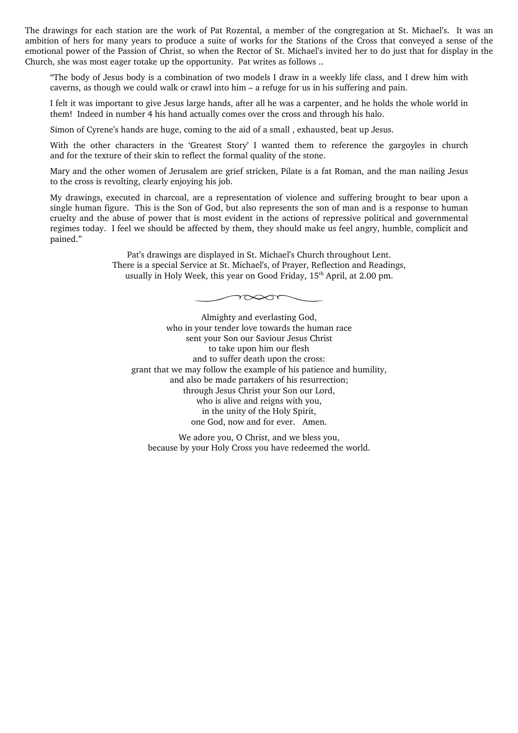The drawings for each station are the work of Pat Rozental, a member of the congregation at St. Michael's. It was an ambition of hers for many years to produce a suite of works for the Stations of the Cross that conveyed a sense of the emotional power of the Passion of Christ, so when the Rector of St. Michael's invited her to do just that for display in the Church, she was most eager totake up the opportunity. Pat writes as follows ..

> "The body of Jesus body is a combination of two models I draw in a weekly life class, and I drew him with caverns, as though we could walk or crawl into him – a refuge for us in his suffering and pain.
>
> I felt it was important to give Jesus large hands, after all he was a carpenter, and he holds the whole world in them! Indeed in number 4 his hand actually comes over the cross and through his halo.
>
> Simon of Cyrene's hands are huge, coming to the aid of a small , exhausted, beat up Jesus.
>
> With the other characters in the 'Greatest Story' I wanted them to reference the gargoyles in church and for the texture of their skin to reflect the formal quality of the stone.
>
> Mary and the other women of Jerusalem are grief stricken, Pilate is a fat Roman, and the man nailing Jesus to the cross is revolting, clearly enjoying his job.
>
> My drawings, executed in charcoal, are a representation of violence and suffering brought to bear upon a single human figure. This is the Son of God, but also represents the son of man and is a response to human cruelty and the abuse of power that is most evident in the actions of repressive political and governmental regimes today. I feel we should be affected by them, they should make us feel angry, humble, complicit and pained."

Pat's drawings are displayed in St. Michael's Church throughout Lent.
There is a special Service at St. Michael's, of Prayer, Reflection and Readings,
usually in Holy Week, this year on Good Friday, 15th April, at 2.00 pm.

Almighty and everlasting God,
who in your tender love towards the human race
sent your Son our Saviour Jesus Christ
to take upon him our flesh
and to suffer death upon the cross:
grant that we may follow the example of his patience and humility,
and also be made partakers of his resurrection;
through Jesus Christ your Son our Lord,
who is alive and reigns with you,
in the unity of the Holy Spirit,
one God, now and for ever. Amen.

We adore you, O Christ, and we bless you,
because by your Holy Cross you have redeemed the world.